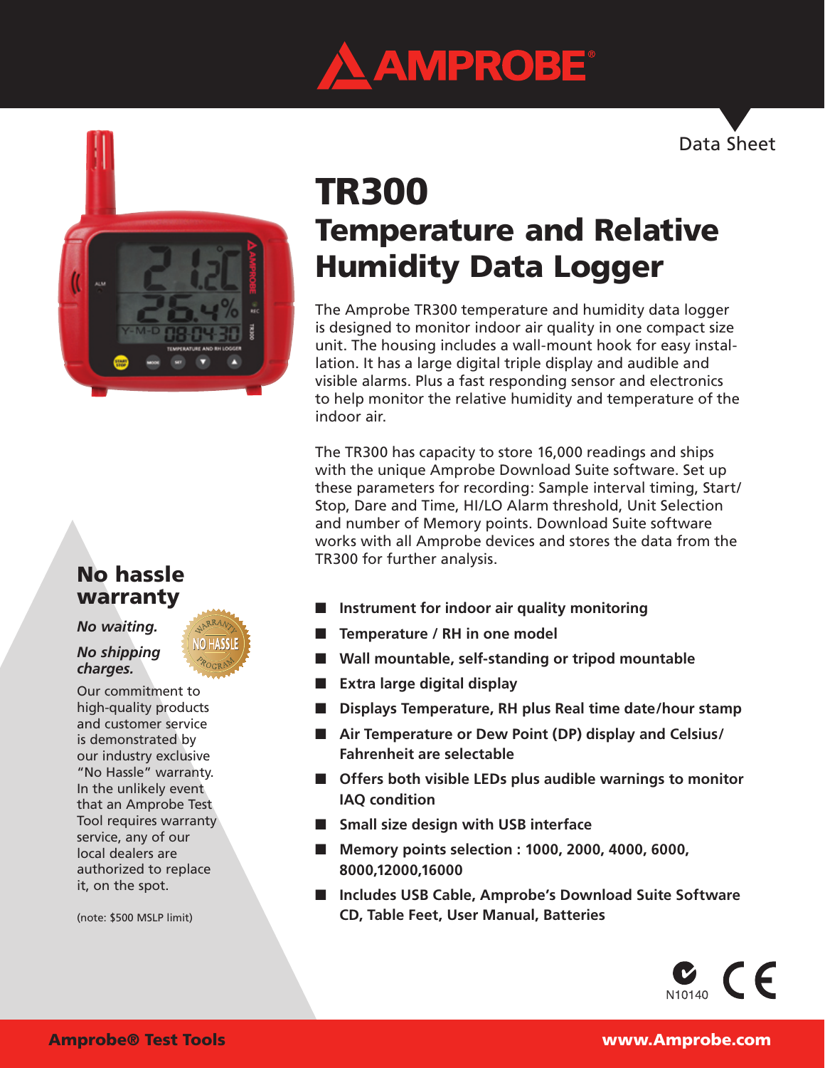AMPROBE®

Data Sheet

# TR300

## Temperature and Relative Humidity Data Logger

The Amprobe TR300 temperature and humidity data logger is designed to monitor indoor air quality in one compact size unit. The housing includes a wall-mount hook for easy installation. It has a large digital triple display and audible and visible alarms. Plus a fast responding sensor and electronics to help monitor the relative humidity and temperature of the indoor air.

The TR300 has capacity to store 16,000 readings and ships with the unique Amprobe Download Suite software. Set up these parameters for recording: Sample interval timing, Start/Stop, Dare and Time, HI/LO Alarm threshold, Unit Selection and number of Memory points. Download Suite software works with all Amprobe devices and stores the data from the TR300 for further analysis.

- **Instrument for indoor air quality monitoring**
- **Temperature / RH in one model**
- **Wall mountable, self-standing or tripod mountable**
- **Extra large digital display**
- **Displays Temperature, RH plus Real time date/hour stamp**
- **Air Temperature or Dew Point (DP) display and Celsius/Fahrenheit are selectable**
- **Offers both visible LEDs plus audible warnings to monitor IAQ condition**
- **Small size design with USB interface**
- **Memory points selection : 1000, 2000, 4000, 6000, 8000,12000,16000**
- **Includes USB Cable, Amprobe's Download Suite Software CD, Table Feet, User Manual, Batteries**

### No hassle warranty

*No waiting.*

*No shipping charges.*

Our commitment to high-quality products and customer service is demonstrated by our industry exclusive "No Hassle" warranty. In the unlikely event that an Amprobe Test Tool requires warranty service, any of our local dealers are authorized to replace it, on the spot.

(note: $500 MSLP limit)

N10140

**Amprobe® Test Tools** **www.Amprobe.com**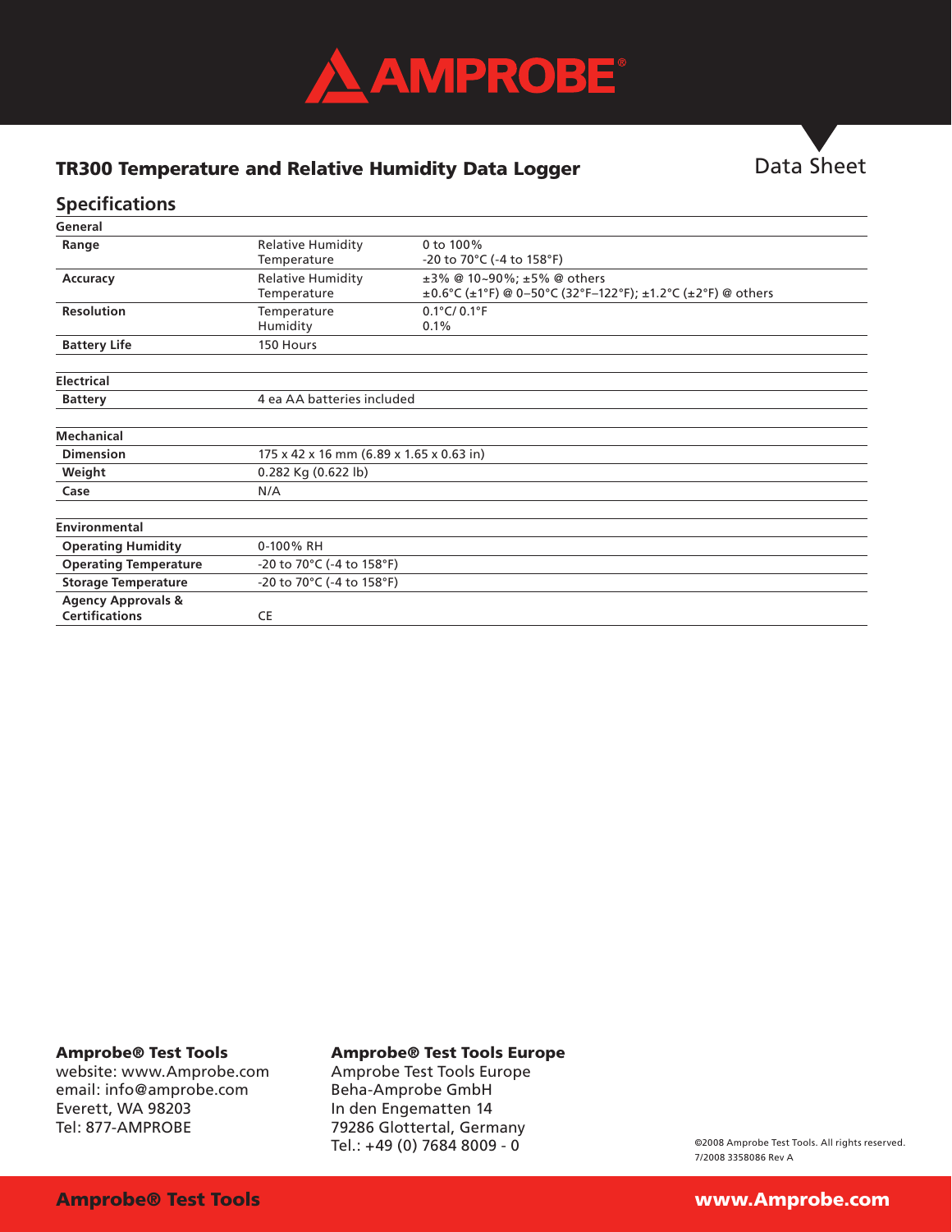AMPROBE®

## TR300 Temperature and Relative Humidity Data Logger

Data Sheet

### Specifications

| | | |
|---|---|---|
| **General** | | |
| **Range** | Relative Humidity<br>Temperature | 0 to 100%<br>-20 to 70°C (-4 to 158°F) |
| **Accuracy** | Relative Humidity<br>Temperature | ±3% @ 10~90%; ±5% @ others<br>±0.6°C (±1°F) @ 0–50°C (32°F–122°F); ±1.2°C (±2°F) @ others |
| **Resolution** | Temperature<br>Humidity | 0.1°C/ 0.1°F<br>0.1% |
| **Battery Life** | 150 Hours | |
| **Electrical** | | |
| **Battery** | 4 ea AA batteries included | |
| **Mechanical** | | |
| **Dimension** | 175 x 42 x 16 mm (6.89 x 1.65 x 0.63 in) | |
| **Weight** | 0.282 Kg (0.622 lb) | |
| **Case** | N/A | |
| **Environmental** | | |
| **Operating Humidity** | 0-100% RH | |
| **Operating Temperature** | -20 to 70°C (-4 to 158°F) | |
| **Storage Temperature** | -20 to 70°C (-4 to 158°F) | |
| **Agency Approvals & Certifications** | CE | |

**Amprobe® Test Tools**
website: www.Amprobe.com
email: info@amprobe.com
Everett, WA 98203
Tel: 877-AMPROBE

**Amprobe® Test Tools Europe**
Amprobe Test Tools Europe
Beha-Amprobe GmbH
In den Engematten 14
79286 Glottertal, Germany
Tel.: +49 (0) 7684 8009 - 0

©2008 Amprobe Test Tools. All rights reserved.
7/2008 3358086 Rev A

**Amprobe® Test Tools** **www.Amprobe.com**